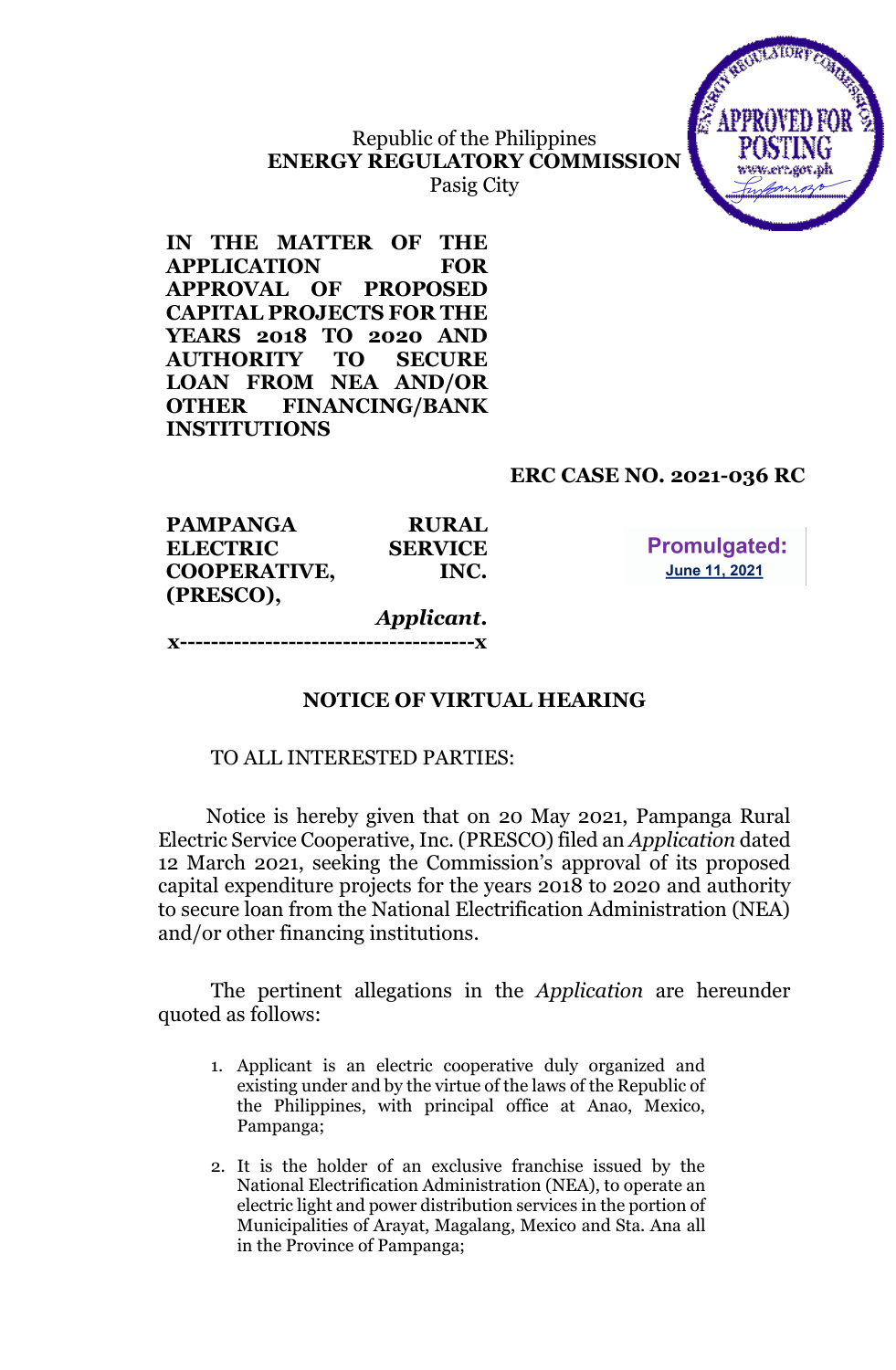Republic of the Philippines
**ENERGY REGULATORY COMMISSION**
Pasig City

APPROVED FOR POSTING
www.erc.gov.ph

**IN THE MATTER OF THE APPLICATION FOR APPROVAL OF PROPOSED CAPITAL PROJECTS FOR THE YEARS 2018 TO 2020 AND AUTHORITY TO SECURE LOAN FROM NEA AND/OR OTHER FINANCING/BANK INSTITUTIONS**

**ERC CASE NO. 2021-036 RC**

**PAMPANGA RURAL ELECTRIC SERVICE COOPERATIVE, INC. (PRESCO),**
***Applicant.***
**x--------------------------------------x**

**Promulgated:**
**June 11, 2021**

## NOTICE OF VIRTUAL HEARING

TO ALL INTERESTED PARTIES:

Notice is hereby given that on 20 May 2021, Pampanga Rural Electric Service Cooperative, Inc. (PRESCO) filed an *Application* dated 12 March 2021, seeking the Commission's approval of its proposed capital expenditure projects for the years 2018 to 2020 and authority to secure loan from the National Electrification Administration (NEA) and/or other financing institutions.

The pertinent allegations in the *Application* are hereunder quoted as follows:

1. Applicant is an electric cooperative duly organized and existing under and by the virtue of the laws of the Republic of the Philippines, with principal office at Anao, Mexico, Pampanga;
2. It is the holder of an exclusive franchise issued by the National Electrification Administration (NEA), to operate an electric light and power distribution services in the portion of Municipalities of Arayat, Magalang, Mexico and Sta. Ana all in the Province of Pampanga;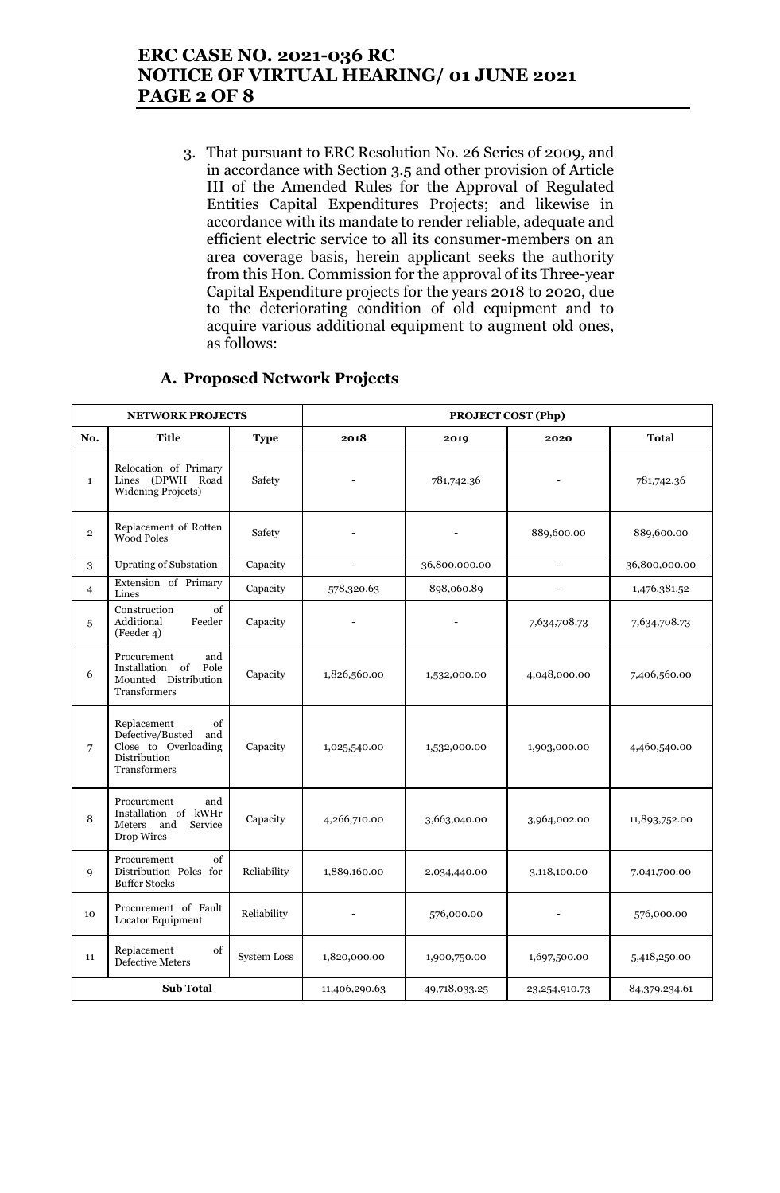3. That pursuant to ERC Resolution No. 26 Series of 2009, and in accordance with Section 3.5 and other provision of Article III of the Amended Rules for the Approval of Regulated Entities Capital Expenditures Projects; and likewise in accordance with its mandate to render reliable, adequate and efficient electric service to all its consumer-members on an area coverage basis, herein applicant seeks the authority from this Hon. Commission for the approval of its Three-year Capital Expenditure projects for the years 2018 to 2020, due to the deteriorating condition of old equipment and to acquire various additional equipment to augment old ones, as follows:

### A. Proposed Network Projects

| NETWORK PROJECTS | | | PROJECT COST (Php) | | | |
|---|---|---|---|---|---|---|
| **No.** | **Title** | **Type** | **2018** | **2019** | **2020** | **Total** |
| 1 | Relocation of Primary Lines (DPWH Road Widening Projects) | Safety | - | 781,742.36 | - | 781,742.36 |
| 2 | Replacement of Rotten Wood Poles | Safety | - | - | 889,600.00 | 889,600.00 |
| 3 | Uprating of Substation | Capacity | - | 36,800,000.00 | - | 36,800,000.00 |
| 4 | Extension of Primary Lines | Capacity | 578,320.63 | 898,060.89 | - | 1,476,381.52 |
| 5 | Construction of Additional Feeder (Feeder 4) | Capacity | - | - | 7,634,708.73 | 7,634,708.73 |
| 6 | Procurement and Installation of Pole Mounted Distribution Transformers | Capacity | 1,826,560.00 | 1,532,000.00 | 4,048,000.00 | 7,406,560.00 |
| 7 | Replacement of Defective/Busted and Close to Overloading Distribution Transformers | Capacity | 1,025,540.00 | 1,532,000.00 | 1,903,000.00 | 4,460,540.00 |
| 8 | Procurement and Installation of kWHr Meters and Service Drop Wires | Capacity | 4,266,710.00 | 3,663,040.00 | 3,964,002.00 | 11,893,752.00 |
| 9 | Procurement of Distribution Poles for Buffer Stocks | Reliability | 1,889,160.00 | 2,034,440.00 | 3,118,100.00 | 7,041,700.00 |
| 10 | Procurement of Fault Locator Equipment | Reliability | - | 576,000.00 | - | 576,000.00 |
| 11 | Replacement of Defective Meters | System Loss | 1,820,000.00 | 1,900,750.00 | 1,697,500.00 | 5,418,250.00 |
| **Sub Total** | | | 11,406,290.63 | 49,718,033.25 | 23,254,910.73 | 84,379,234.61 |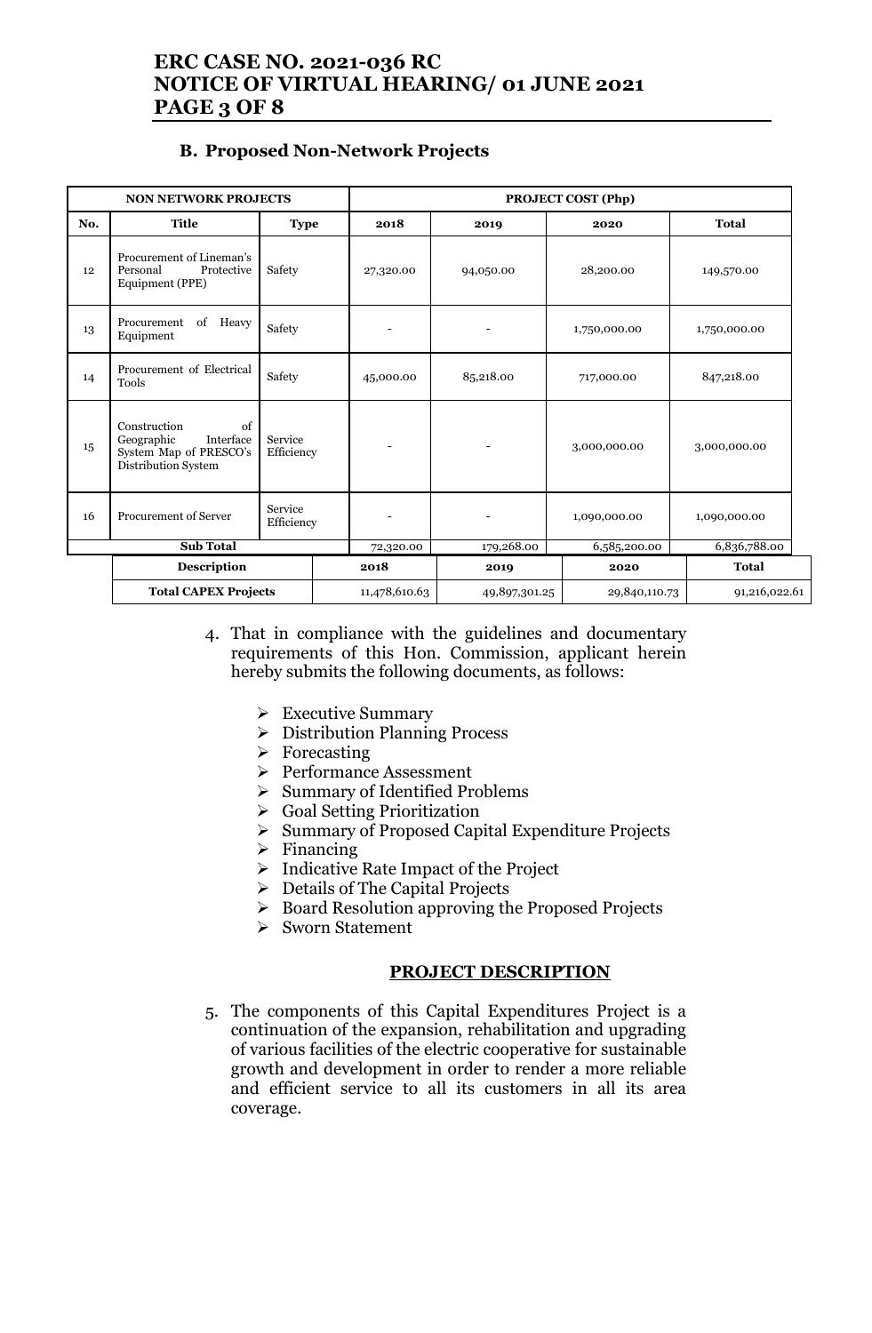### B. Proposed Non-Network Projects

| NON NETWORK PROJECTS | | | PROJECT COST (Php) | | | |
|---|---|---|---|---|---|---|
| **No.** | **Title** | **Type** | **2018** | **2019** | **2020** | **Total** |
| 12 | Procurement of Lineman's Personal Protective Equipment (PPE) | Safety | 27,320.00 | 94,050.00 | 28,200.00 | 149,570.00 |
| 13 | Procurement of Heavy Equipment | Safety | - | - | 1,750,000.00 | 1,750,000.00 |
| 14 | Procurement of Electrical Tools | Safety | 45,000.00 | 85,218.00 | 717,000.00 | 847,218.00 |
| 15 | Construction of Geographic Interface System Map of PRESCO's Distribution System | Service Efficiency | - | - | 3,000,000.00 | 3,000,000.00 |
| 16 | Procurement of Server | Service Efficiency | - | - | 1,090,000.00 | 1,090,000.00 |
| **Sub Total** | | | 72,320.00 | 179,268.00 | 6,585,200.00 | 6,836,788.00 |

| Description | 2018 | 2019 | 2020 | Total |
|---|---|---|---|---|
| **Total CAPEX Projects** | 11,478,610.63 | 49,897,301.25 | 29,840,110.73 | 91,216,022.61 |

4. That in compliance with the guidelines and documentary requirements of this Hon. Commission, applicant herein hereby submits the following documents, as follows:

   - Executive Summary
   - Distribution Planning Process
   - Forecasting
   - Performance Assessment
   - Summary of Identified Problems
   - Goal Setting Prioritization
   - Summary of Proposed Capital Expenditure Projects
   - Financing
   - Indicative Rate Impact of the Project
   - Details of The Capital Projects
   - Board Resolution approving the Proposed Projects
   - Sworn Statement

**PROJECT DESCRIPTION**

5. The components of this Capital Expenditures Project is a continuation of the expansion, rehabilitation and upgrading of various facilities of the electric cooperative for sustainable growth and development in order to render a more reliable and efficient service to all its customers in all its area coverage.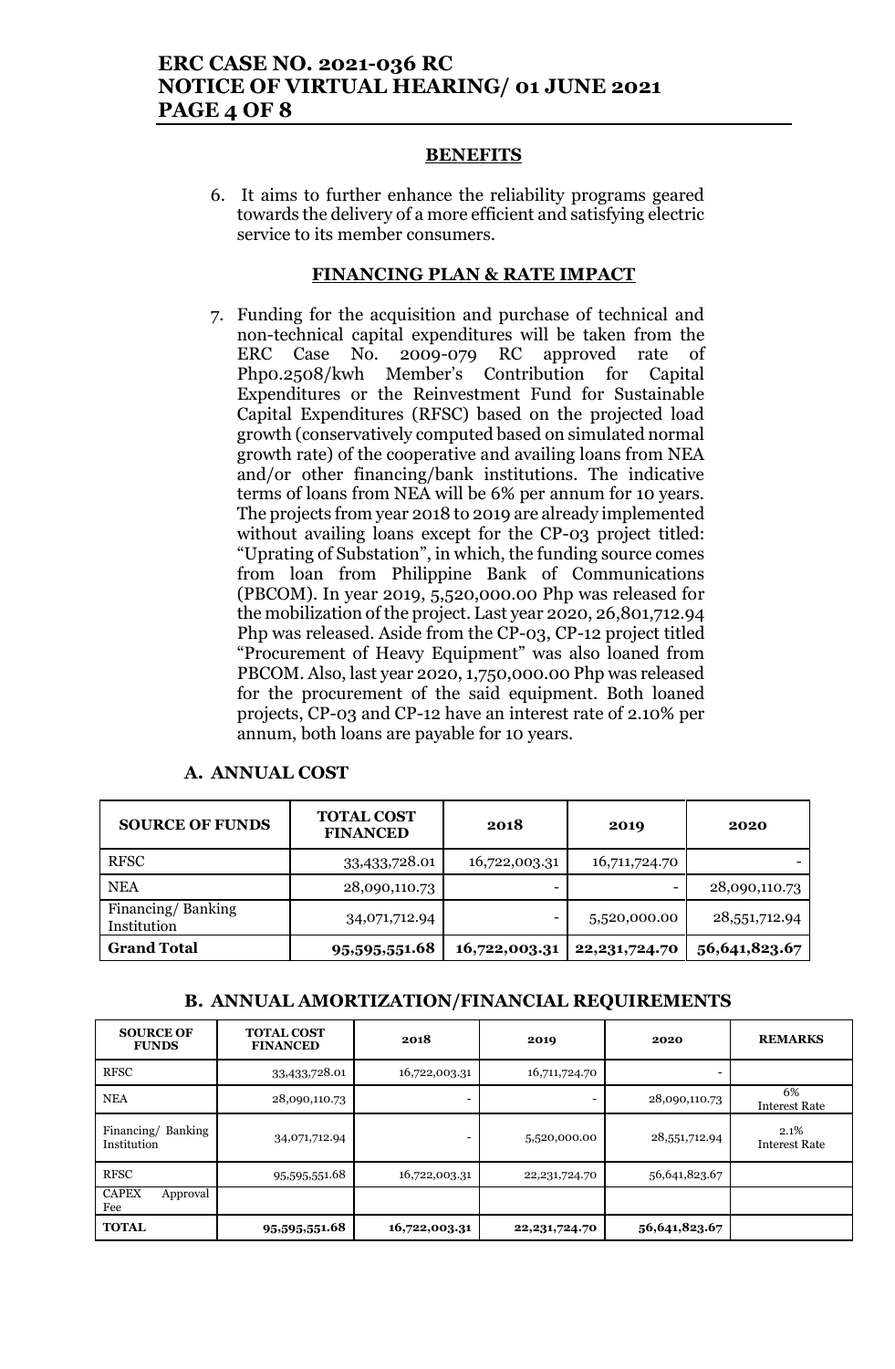### BENEFITS

6. It aims to further enhance the reliability programs geared towards the delivery of a more efficient and satisfying electric service to its member consumers.

### FINANCING PLAN & RATE IMPACT

7. Funding for the acquisition and purchase of technical and non-technical capital expenditures will be taken from the ERC Case No. 2009-079 RC approved rate of Php0.2508/kwh Member's Contribution for Capital Expenditures or the Reinvestment Fund for Sustainable Capital Expenditures (RFSC) based on the projected load growth (conservatively computed based on simulated normal growth rate) of the cooperative and availing loans from NEA and/or other financing/bank institutions. The indicative terms of loans from NEA will be 6% per annum for 10 years. The projects from year 2018 to 2019 are already implemented without availing loans except for the CP-03 project titled: "Uprating of Substation", in which, the funding source comes from loan from Philippine Bank of Communications (PBCOM). In year 2019, 5,520,000.00 Php was released for the mobilization of the project. Last year 2020, 26,801,712.94 Php was released. Aside from the CP-03, CP-12 project titled "Procurement of Heavy Equipment" was also loaned from PBCOM. Also, last year 2020, 1,750,000.00 Php was released for the procurement of the said equipment. Both loaned projects, CP-03 and CP-12 have an interest rate of 2.10% per annum, both loans are payable for 10 years.

**A. ANNUAL COST**

| SOURCE OF FUNDS | TOTAL COST FINANCED | 2018 | 2019 | 2020 |
|---|---|---|---|---|
| RFSC | 33,433,728.01 | 16,722,003.31 | 16,711,724.70 | - |
| NEA | 28,090,110.73 | - | - | 28,090,110.73 |
| Financing/ Banking Institution | 34,071,712.94 | - | 5,520,000.00 | 28,551,712.94 |
| **Grand Total** | **95,595,551.68** | **16,722,003.31** | **22,231,724.70** | **56,641,823.67** |

**B. ANNUAL AMORTIZATION/FINANCIAL REQUIREMENTS**

| SOURCE OF FUNDS | TOTAL COST FINANCED | 2018 | 2019 | 2020 | REMARKS |
|---|---|---|---|---|---|
| RFSC | 33,433,728.01 | 16,722,003.31 | 16,711,724.70 | - | |
| NEA | 28,090,110.73 | - | - | 28,090,110.73 | 6% Interest Rate |
| Financing/ Banking Institution | 34,071,712.94 | - | 5,520,000.00 | 28,551,712.94 | 2.1% Interest Rate |
| RFSC | 95,595,551.68 | 16,722,003.31 | 22,231,724.70 | 56,641,823.67 | |
| CAPEX Approval Fee | | | | | |
| **TOTAL** | **95,595,551.68** | **16,722,003.31** | **22,231,724.70** | **56,641,823.67** | |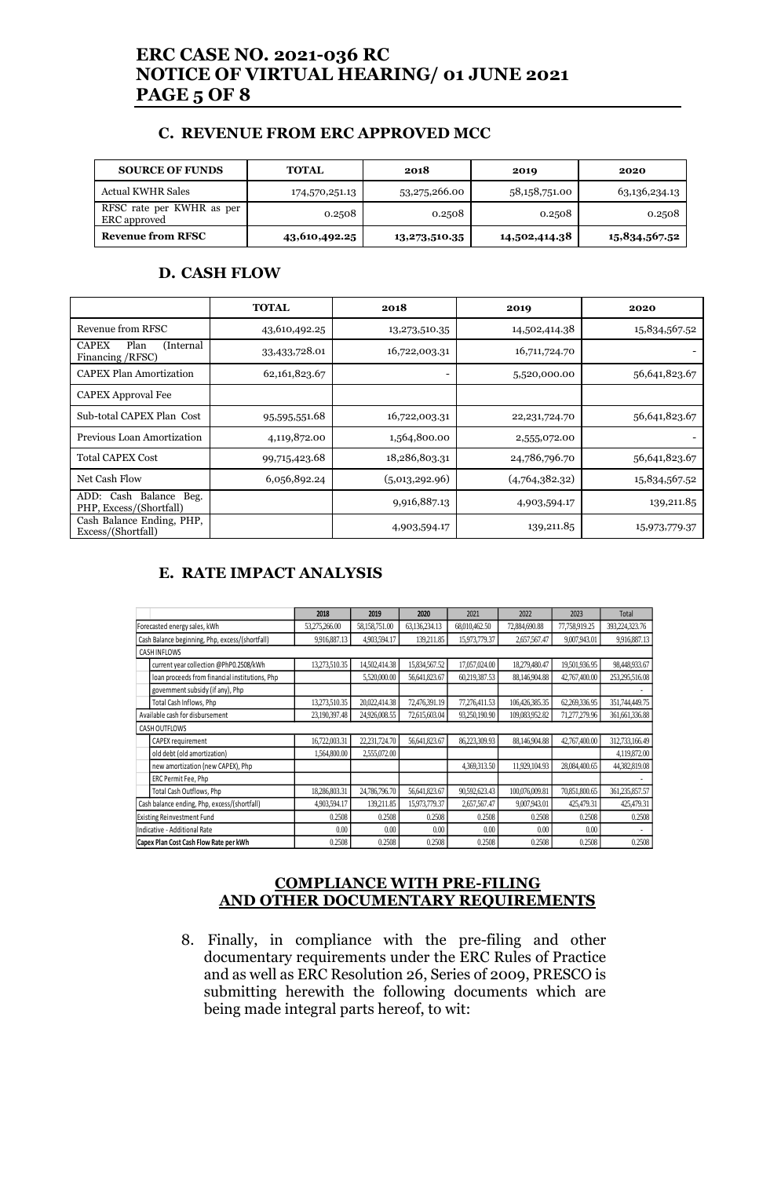### C. REVENUE FROM ERC APPROVED MCC

| SOURCE OF FUNDS | TOTAL | 2018 | 2019 | 2020 |
|---|---|---|---|---|
| Actual KWHR Sales | 174,570,251.13 | 53,275,266.00 | 58,158,751.00 | 63,136,234.13 |
| RFSC rate per KWHR as per ERC approved | 0.2508 | 0.2508 | 0.2508 | 0.2508 |
| **Revenue from RFSC** | **43,610,492.25** | **13,273,510.35** | **14,502,414.38** | **15,834,567.52** |

### D. CASH FLOW

| | TOTAL | 2018 | 2019 | 2020 |
|---|---|---|---|---|
| Revenue from RFSC | 43,610,492.25 | 13,273,510.35 | 14,502,414.38 | 15,834,567.52 |
| CAPEX Plan (Internal Financing /RFSC) | 33,433,728.01 | 16,722,003.31 | 16,711,724.70 | - |
| CAPEX Plan Amortization | 62,161,823.67 | - | 5,520,000.00 | 56,641,823.67 |
| CAPEX Approval Fee | | | | |
| Sub-total CAPEX Plan Cost | 95,595,551.68 | 16,722,003.31 | 22,231,724.70 | 56,641,823.67 |
| Previous Loan Amortization | 4,119,872.00 | 1,564,800.00 | 2,555,072.00 | - |
| Total CAPEX Cost | 99,715,423.68 | 18,286,803.31 | 24,786,796.70 | 56,641,823.67 |
| Net Cash Flow | 6,056,892.24 | (5,013,292.96) | (4,764,382.32) | 15,834,567.52 |
| ADD: Cash Balance Beg. PHP, Excess/(Shortfall) | | 9,916,887.13 | 4,903,594.17 | 139,211.85 |
| Cash Balance Ending, PHP, Excess/(Shortfall) | | 4,903,594.17 | 139,211.85 | 15,973,779.37 |

### E. RATE IMPACT ANALYSIS

| | 2018 | 2019 | 2020 | 2021 | 2022 | 2023 | Total |
|---|---|---|---|---|---|---|---|
| Forecasted energy sales, kWh | 53,275,266.00 | 58,158,751.00 | 63,136,234.13 | 68,010,462.50 | 72,884,690.88 | 77,758,919.25 | 393,224,323.76 |
| Cash Balance beginning, Php, excess/(shortfall) | 9,916,887.13 | 4,903,594.17 | 139,211.85 | 15,973,779.37 | 2,657,567.47 | 9,007,943.01 | 9,916,887.13 |
| CASH INFLOWS | | | | | | | |
| current year collection @PhP0.2508/kWh | 13,273,510.35 | 14,502,414.38 | 15,834,567.52 | 17,057,024.00 | 18,279,480.47 | 19,501,936.95 | 98,448,933.67 |
| loan proceeds from financial institutions, Php | | 5,520,000.00 | 56,641,823.67 | 60,219,387.53 | 88,146,904.88 | 42,767,400.00 | 253,295,516.08 |
| government subsidy (if any), Php | | | | | | | - |
| Total Cash Inflows, Php | 13,273,510.35 | 20,022,414.38 | 72,476,391.19 | 77,276,411.53 | 106,426,385.35 | 62,269,336.95 | 351,744,449.75 |
| Available cash for disbursement | 23,190,397.48 | 24,926,008.55 | 72,615,603.04 | 93,250,190.90 | 109,083,952.82 | 71,277,279.96 | 361,661,336.88 |
| CASH OUTFLOWS | | | | | | | |
| CAPEX requirement | 16,722,003.31 | 22,231,724.70 | 56,641,823.67 | 86,223,309.93 | 88,146,904.88 | 42,767,400.00 | 312,733,166.49 |
| old debt (old amortization) | 1,564,800.00 | 2,555,072.00 | | | | | 4,119,872.00 |
| new amortization (new CAPEX), Php | | | | 4,369,313.50 | 11,929,104.93 | 28,084,400.65 | 44,382,819.08 |
| ERC Permit Fee, Php | | | | | | | - |
| Total Cash Outflows, Php | 18,286,803.31 | 24,786,796.70 | 56,641,823.67 | 90,592,623.43 | 100,076,009.81 | 70,851,800.65 | 361,235,857.57 |
| Cash balance ending, Php, excess/(shortfall) | 4,903,594.17 | 139,211.85 | 15,973,779.37 | 2,657,567.47 | 9,007,943.01 | 425,479.31 | 425,479.31 |
| Existing Reinvestment Fund | 0.2508 | 0.2508 | 0.2508 | 0.2508 | 0.2508 | 0.2508 | 0.2508 |
| Indicative - Additional Rate | 0.00 | 0.00 | 0.00 | 0.00 | 0.00 | 0.00 | - |
| **Capex Plan Cost Cash Flow Rate per kWh** | 0.2508 | 0.2508 | 0.2508 | 0.2508 | 0.2508 | 0.2508 | 0.2508 |

## COMPLIANCE WITH PRE-FILING AND OTHER DOCUMENTARY REQUIREMENTS

8. Finally, in compliance with the pre-filing and other documentary requirements under the ERC Rules of Practice and as well as ERC Resolution 26, Series of 2009, PRESCO is submitting herewith the following documents which are being made integral parts hereof, to wit: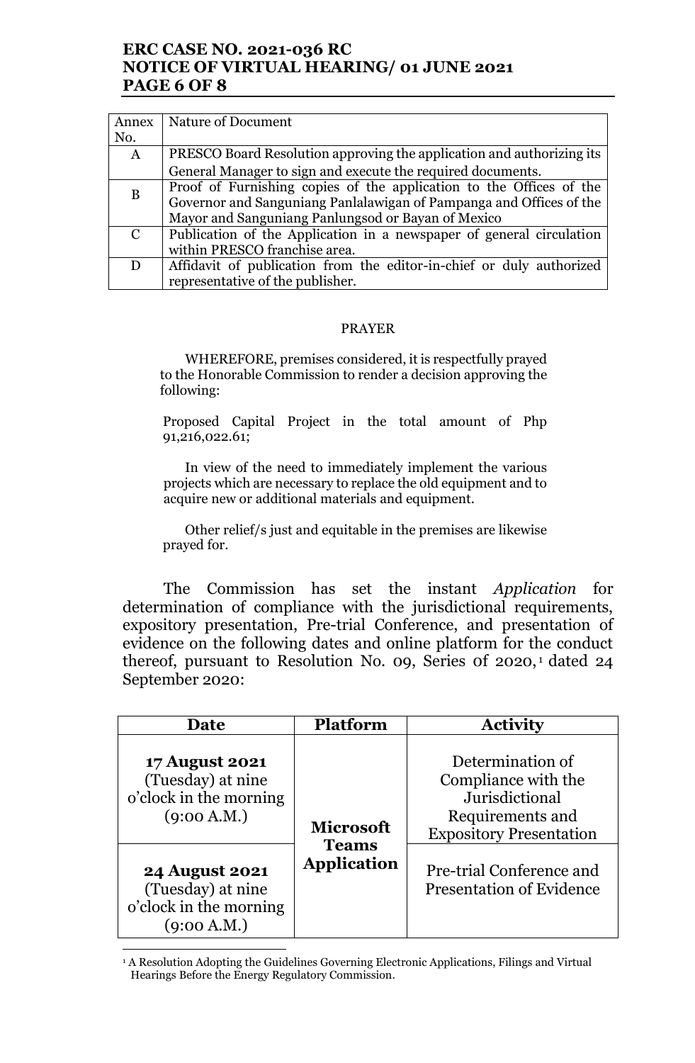| Annex No. | Nature of Document |
|---|---|
| A | PRESCO Board Resolution approving the application and authorizing its General Manager to sign and execute the required documents. |
| B | Proof of Furnishing copies of the application to the Offices of the Governor and Sanguniang Panlalawigan of Pampanga and Offices of the Mayor and Sanguniang Panlungsod or Bayan of Mexico |
| C | Publication of the Application in a newspaper of general circulation within PRESCO franchise area. |
| D | Affidavit of publication from the editor-in-chief or duly authorized representative of the publisher. |

PRAYER

WHEREFORE, premises considered, it is respectfully prayed to the Honorable Commission to render a decision approving the following:

Proposed Capital Project in the total amount of Php 91,216,022.61;

In view of the need to immediately implement the various projects which are necessary to replace the old equipment and to acquire new or additional materials and equipment.

Other relief/s just and equitable in the premises are likewise prayed for.

The Commission has set the instant *Application* for determination of compliance with the jurisdictional requirements, expository presentation, Pre-trial Conference, and presentation of evidence on the following dates and online platform for the conduct thereof, pursuant to Resolution No. 09, Series 0f 2020,[1] dated 24 September 2020:

| Date | Platform | Activity |
|---|---|---|
| **17 August 2021** (Tuesday) at nine o'clock in the morning (9:00 A.M.) | **Microsoft Teams Application** | Determination of Compliance with the Jurisdictional Requirements and Expository Presentation |
| **24 August 2021** (Tuesday) at nine o'clock in the morning (9:00 A.M.) | | Pre-trial Conference and Presentation of Evidence |

[1] A Resolution Adopting the Guidelines Governing Electronic Applications, Filings and Virtual Hearings Before the Energy Regulatory Commission.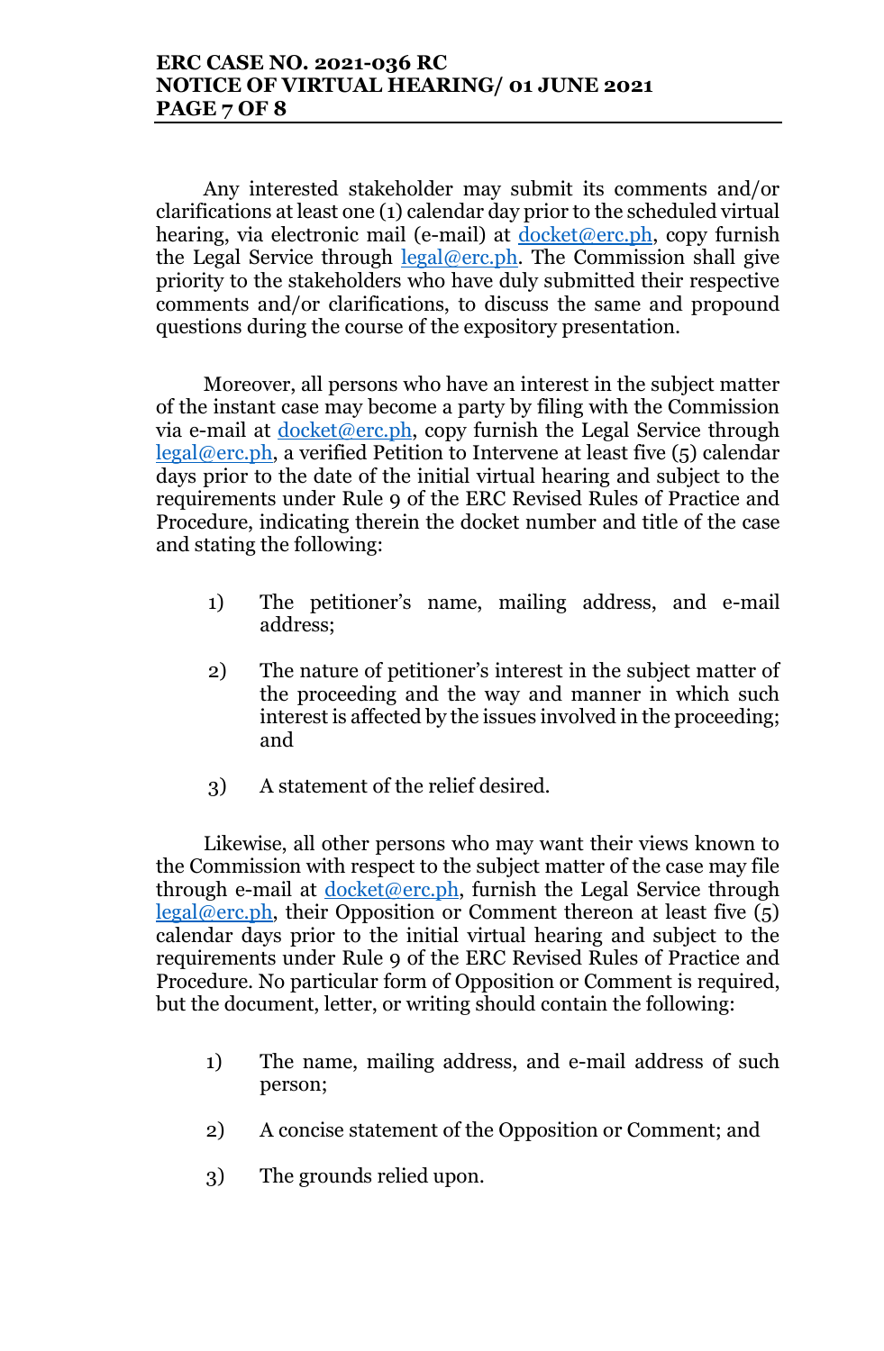Any interested stakeholder may submit its comments and/or clarifications at least one (1) calendar day prior to the scheduled virtual hearing, via electronic mail (e-mail) at docket@erc.ph, copy furnish the Legal Service through legal@erc.ph. The Commission shall give priority to the stakeholders who have duly submitted their respective comments and/or clarifications, to discuss the same and propound questions during the course of the expository presentation.

Moreover, all persons who have an interest in the subject matter of the instant case may become a party by filing with the Commission via e-mail at docket@erc.ph, copy furnish the Legal Service through legal@erc.ph, a verified Petition to Intervene at least five (5) calendar days prior to the date of the initial virtual hearing and subject to the requirements under Rule 9 of the ERC Revised Rules of Practice and Procedure, indicating therein the docket number and title of the case and stating the following:

1) The petitioner's name, mailing address, and e-mail address;

2) The nature of petitioner's interest in the subject matter of the proceeding and the way and manner in which such interest is affected by the issues involved in the proceeding; and

3) A statement of the relief desired.

Likewise, all other persons who may want their views known to the Commission with respect to the subject matter of the case may file through e-mail at docket@erc.ph, furnish the Legal Service through legal@erc.ph, their Opposition or Comment thereon at least five (5) calendar days prior to the initial virtual hearing and subject to the requirements under Rule 9 of the ERC Revised Rules of Practice and Procedure. No particular form of Opposition or Comment is required, but the document, letter, or writing should contain the following:

1) The name, mailing address, and e-mail address of such person;

2) A concise statement of the Opposition or Comment; and

3) The grounds relied upon.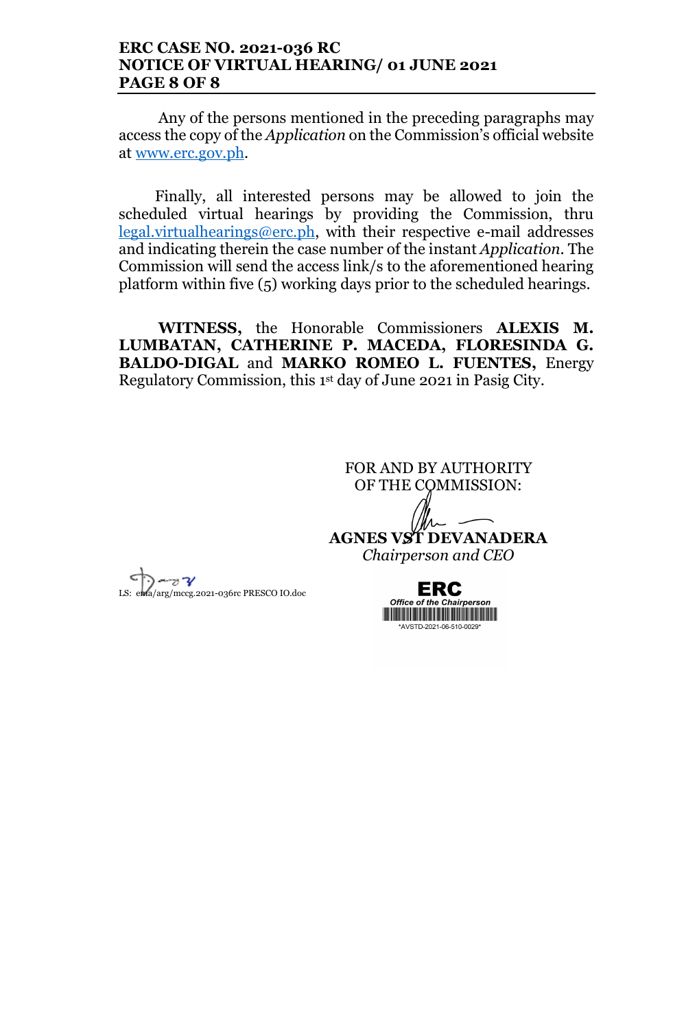Any of the persons mentioned in the preceding paragraphs may access the copy of the *Application* on the Commission's official website at www.erc.gov.ph.

Finally, all interested persons may be allowed to join the scheduled virtual hearings by providing the Commission, thru legal.virtualhearings@erc.ph, with their respective e-mail addresses and indicating therein the case number of the instant *Application*. The Commission will send the access link/s to the aforementioned hearing platform within five (5) working days prior to the scheduled hearings.

**WITNESS,** the Honorable Commissioners **ALEXIS M. LUMBATAN, CATHERINE P. MACEDA, FLORESINDA G. BALDO-DIGAL** and **MARKO ROMEO L. FUENTES,** Energy Regulatory Commission, this 1st day of June 2021 in Pasig City.

FOR AND BY AUTHORITY OF THE COMMISSION:

**AGNES VST DEVANADERA**
*Chairperson and CEO*

LS: ema/arg/mccg.2021-036rc PRESCO IO.doc

ERC
Office of the Chairperson
*AVSTD-2021-06-510-0029*